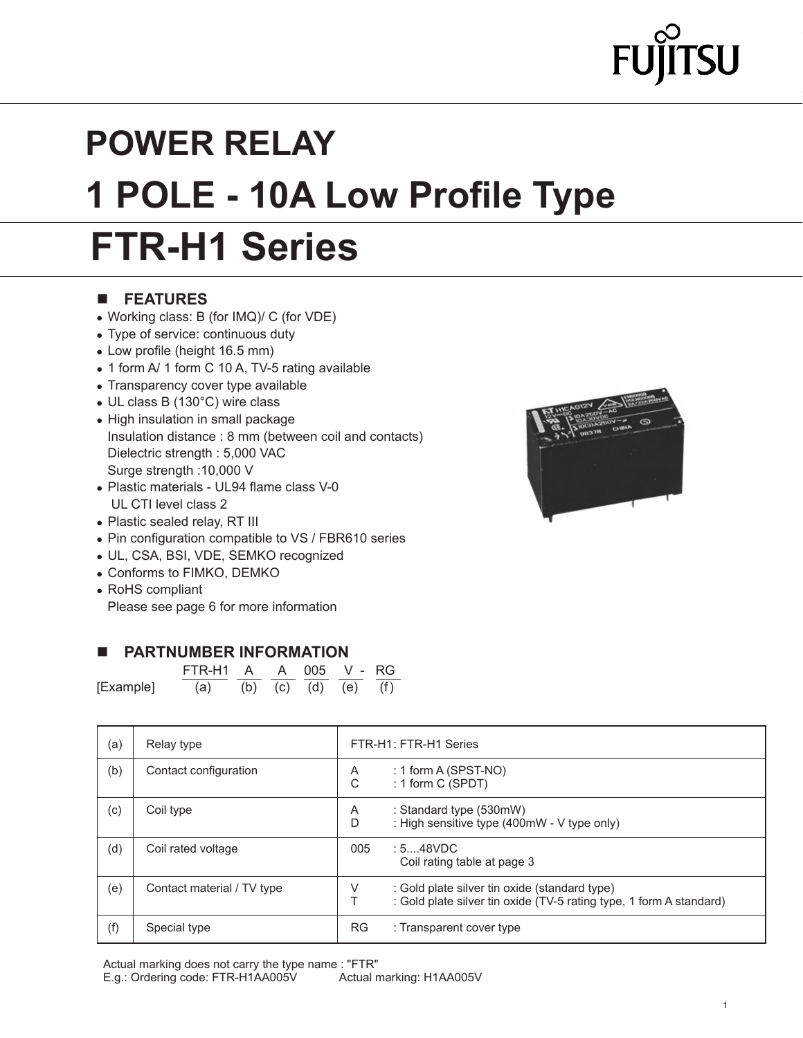# POWER RELAY

# 1 POLE - 10A Low Profile Type

# FTR-H1 Series

## FEATURES

- Working class: B (for IMQ)/ C (for VDE)
- Type of service: continuous duty
- Low profile (height 16.5 mm)
- 1 form A/ 1 form C 10 A, TV-5 rating available
- Transparency cover type available
- UL class B (130°C) wire class
- High insulation in small package
  Insulation distance : 8 mm (between coil and contacts)
  Dielectric strength : 5,000 VAC
  Surge strength :10,000 V
- Plastic materials - UL94 flame class V-0
  UL CTI level class 2
- Plastic sealed relay, RT III
- Pin configuration compatible to VS / FBR610 series
- UL, CSA, BSI, VDE, SEMKO recognized
- Conforms to FIMKO, DEMKO
- RoHS compliant
  Please see page 6 for more information

## PARTNUMBER INFORMATION

| | FTR-H1 | A | A | 005 | V - | RG |
|---|---|---|---|---|---|---|
| [Example] | (a) | (b) | (c) | (d) | (e) | (f) |

| | | |
|---|---|---|
| (a) | Relay type | FTR-H1: FTR-H1 Series |
| (b) | Contact configuration | A : 1 form A (SPST-NO)<br>C : 1 form C (SPDT) |
| (c) | Coil type | A : Standard type (530mW)<br>D : High sensitive type (400mW - V type only) |
| (d) | Coil rated voltage | 005 : 5....48VDC<br>Coil rating table at page 3 |
| (e) | Contact material / TV type | V : Gold plate silver tin oxide (standard type)<br>T : Gold plate silver tin oxide (TV-5 rating type, 1 form A standard) |
| (f) | Special type | RG : Transparent cover type |

Actual marking does not carry the type name : "FTR"
E.g.: Ordering code: FTR-H1AA005V Actual marking: H1AA005V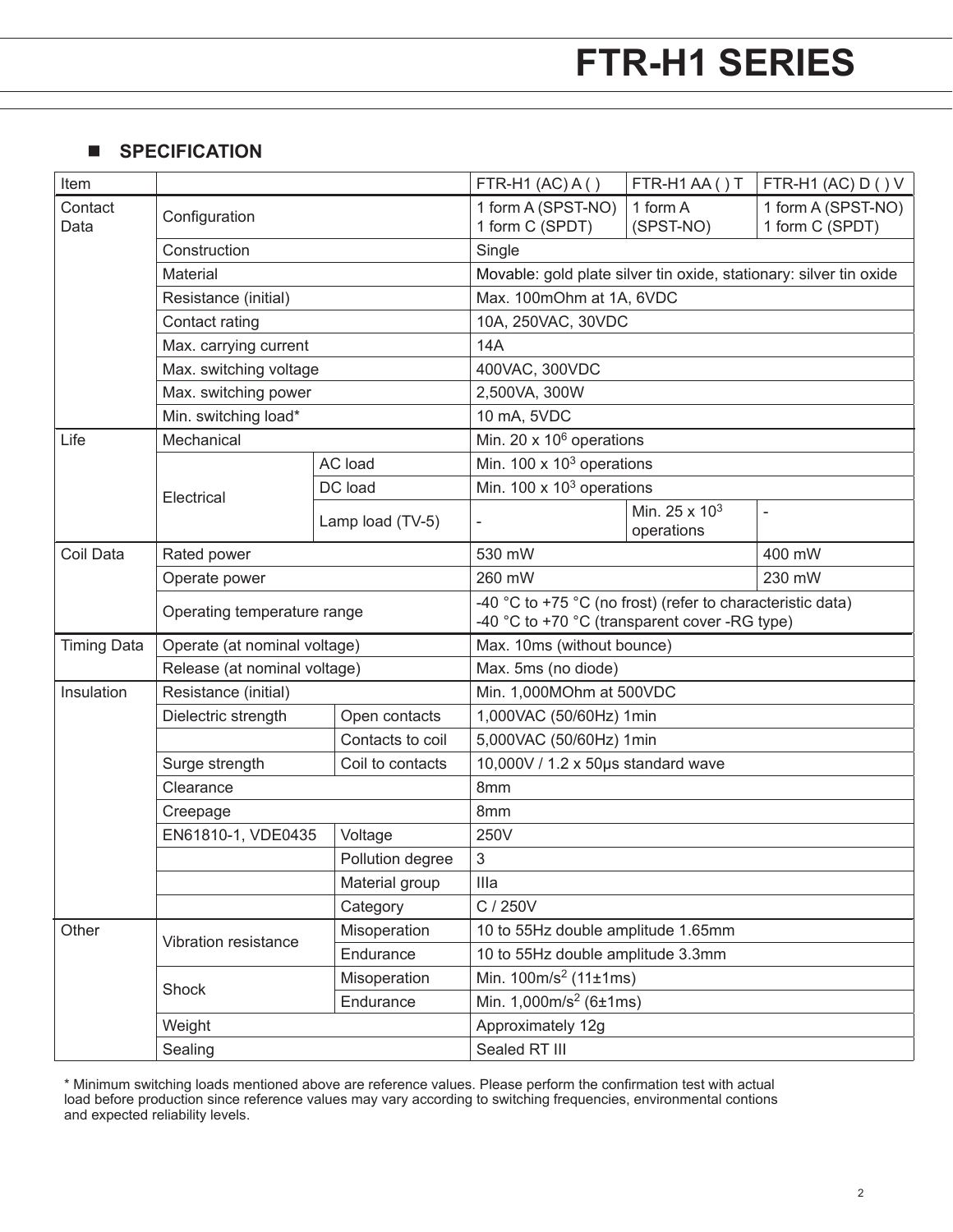# FTR-H1 SERIES

## ■ SPECIFICATION

| Item | | | FTR-H1 (AC) A ( ) | FTR-H1 AA ( ) T | FTR-H1 (AC) D ( ) V |
|---|---|---|---|---|---|
| Contact Data | Configuration | | 1 form A (SPST-NO) 1 form C (SPDT) | 1 form A (SPST-NO) | 1 form A (SPST-NO) 1 form C (SPDT) |
| | Construction | | Single | | |
| | Material | | Movable: gold plate silver tin oxide, stationary: silver tin oxide | | |
| | Resistance (initial) | | Max. 100mOhm at 1A, 6VDC | | |
| | Contact rating | | 10A, 250VAC, 30VDC | | |
| | Max. carrying current | | 14A | | |
| | Max. switching voltage | | 400VAC, 300VDC | | |
| | Max. switching power | | 2,500VA, 300W | | |
| | Min. switching load* | | 10 mA, 5VDC | | |
| Life | Mechanical | | Min. 20 x $10^6$ operations | | |
| | Electrical | AC load | Min. 100 x $10^3$ operations | | |
| | | DC load | Min. 100 x $10^3$ operations | | |
| | | Lamp load (TV-5) | - | Min. 25 x $10^3$ operations | - |
| Coil Data | Rated power | | 530 mW | | 400 mW |
| | Operate power | | 260 mW | | 230 mW |
| | Operating temperature range | | -40 °C to +75 °C (no frost) (refer to characteristic data) -40 °C to +70 °C (transparent cover -RG type) | | |
| Timing Data | Operate (at nominal voltage) | | Max. 10ms (without bounce) | | |
| | Release (at nominal voltage) | | Max. 5ms (no diode) | | |
| Insulation | Resistance (initial) | | Min. 1,000MOhm at 500VDC | | |
| | Dielectric strength | Open contacts | 1,000VAC (50/60Hz) 1min | | |
| | | Contacts to coil | 5,000VAC (50/60Hz) 1min | | |
| | Surge strength | Coil to contacts | 10,000V / 1.2 x 50μs standard wave | | |
| | Clearance | | 8mm | | |
| | Creepage | | 8mm | | |
| | EN61810-1, VDE0435 | Voltage | 250V | | |
| | | Pollution degree | 3 | | |
| | | Material group | IIIa | | |
| | | Category | C / 250V | | |
| Other | Vibration resistance | Misoperation | 10 to 55Hz double amplitude 1.65mm | | |
| | | Endurance | 10 to 55Hz double amplitude 3.3mm | | |
| | Shock | Misoperation | Min. 100m/s$^2$ (11±1ms) | | |
| | | Endurance | Min. 1,000m/s$^2$ (6±1ms) | | |
| | Weight | | Approximately 12g | | |
| | Sealing | | Sealed RT III | | |

* Minimum switching loads mentioned above are reference values. Please perform the confirmation test with actual load before production since reference values may vary according to switching frequencies, environmental contions and expected reliability levels.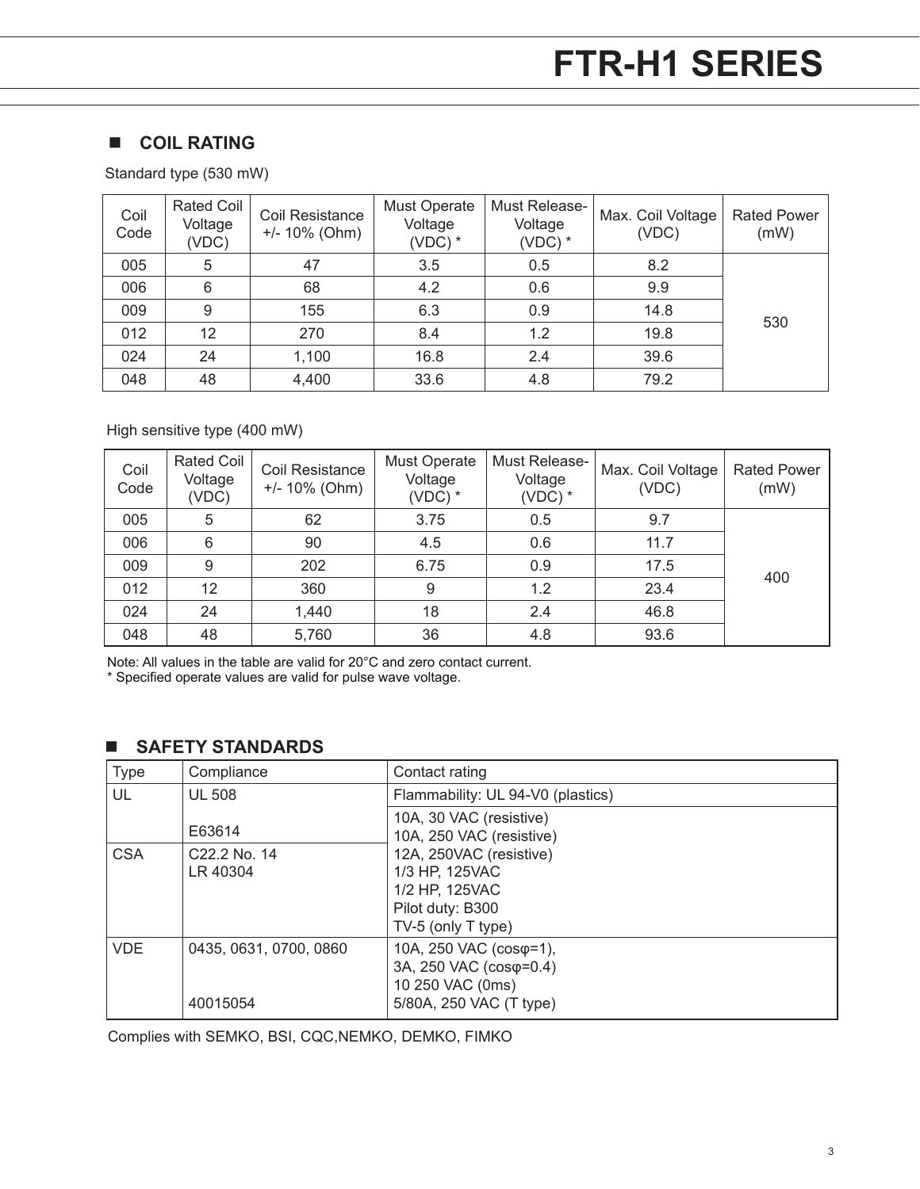## COIL RATING

Standard type (530 mW)

| Coil Code | Rated Coil Voltage (VDC) | Coil Resistance +/- 10% (Ohm) | Must Operate Voltage (VDC) * | Must Release-Voltage (VDC) * | Max. Coil Voltage (VDC) | Rated Power (mW) |
|---|---|---|---|---|---|---|
| 005 | 5 | 47 | 3.5 | 0.5 | 8.2 | 530 |
| 006 | 6 | 68 | 4.2 | 0.6 | 9.9 | |
| 009 | 9 | 155 | 6.3 | 0.9 | 14.8 | |
| 012 | 12 | 270 | 8.4 | 1.2 | 19.8 | |
| 024 | 24 | 1,100 | 16.8 | 2.4 | 39.6 | |
| 048 | 48 | 4,400 | 33.6 | 4.8 | 79.2 | |

High sensitive type (400 mW)

| Coil Code | Rated Coil Voltage (VDC) | Coil Resistance +/- 10% (Ohm) | Must Operate Voltage (VDC) * | Must Release-Voltage (VDC) * | Max. Coil Voltage (VDC) | Rated Power (mW) |
|---|---|---|---|---|---|---|
| 005 | 5 | 62 | 3.75 | 0.5 | 9.7 | 400 |
| 006 | 6 | 90 | 4.5 | 0.6 | 11.7 | |
| 009 | 9 | 202 | 6.75 | 0.9 | 17.5 | |
| 012 | 12 | 360 | 9 | 1.2 | 23.4 | |
| 024 | 24 | 1,440 | 18 | 2.4 | 46.8 | |
| 048 | 48 | 5,760 | 36 | 4.8 | 93.6 | |

Note: All values in the table are valid for 20°C and zero contact current.
* Specified operate values are valid for pulse wave voltage.

## SAFETY STANDARDS

| Type | Compliance | Contact rating |
|---|---|---|
| UL | UL 508<br>E63614 | Flammability: UL 94-V0 (plastics)<br>10A, 30 VAC (resistive)<br>10A, 250 VAC (resistive)<br>12A, 250VAC (resistive)<br>1/3 HP, 125VAC<br>1/2 HP, 125VAC<br>Pilot duty: B300<br>TV-5 (only T type) |
| CSA | C22.2 No. 14<br>LR 40304 | |
| VDE | 0435, 0631, 0700, 0860<br>40015054 | 10A, 250 VAC (cosφ=1),<br>3A, 250 VAC (cosφ=0.4)<br>10 250 VAC (0ms)<br>5/80A, 250 VAC (T type) |

Complies with SEMKO, BSI, CQC,NEMKO, DEMKO, FIMKO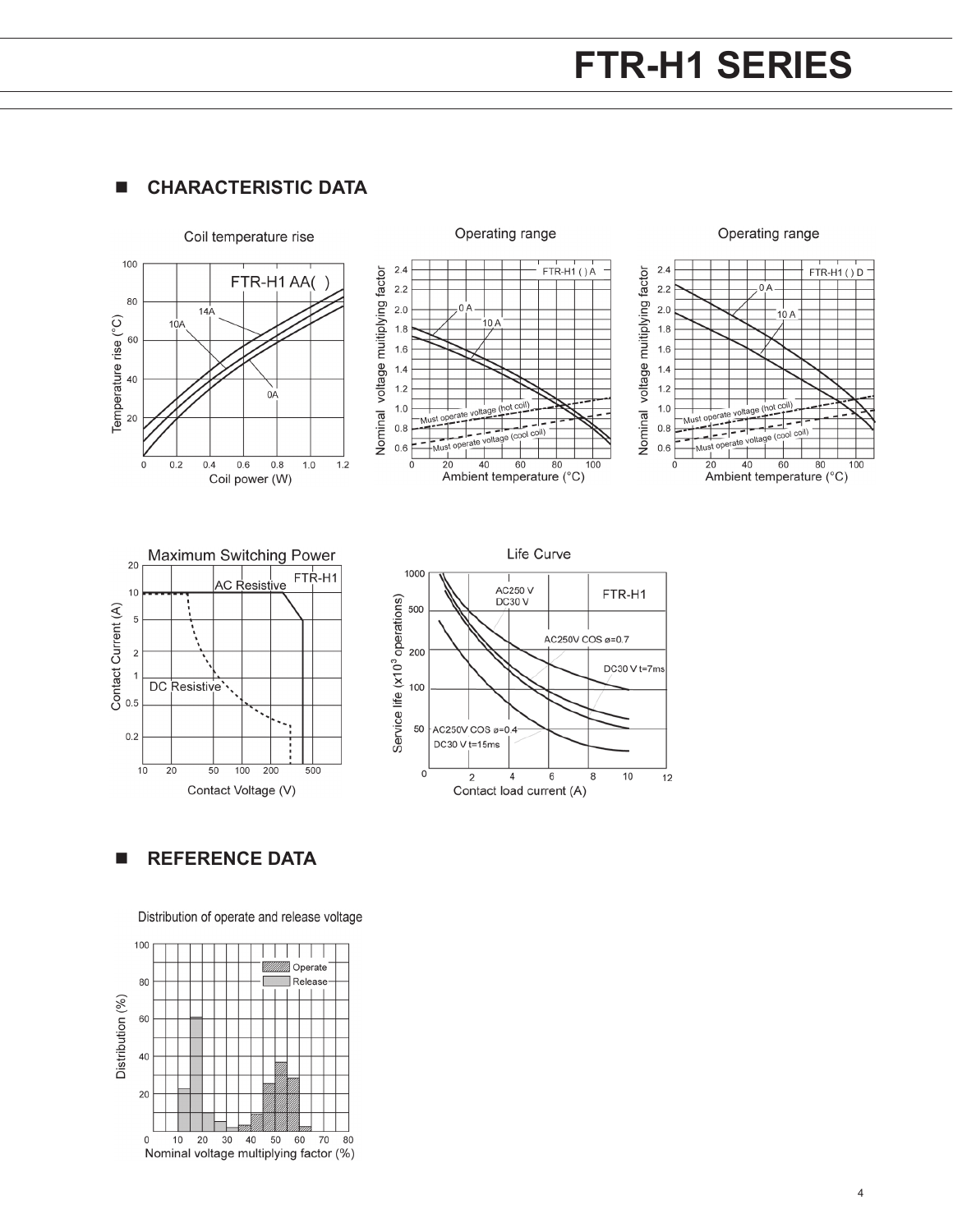## ■ CHARACTERISTIC DATA

Coil temperature rise

Operating range

Operating range

Maximum Switching Power

Life Curve

## ■ REFERENCE DATA

Distribution of operate and release voltage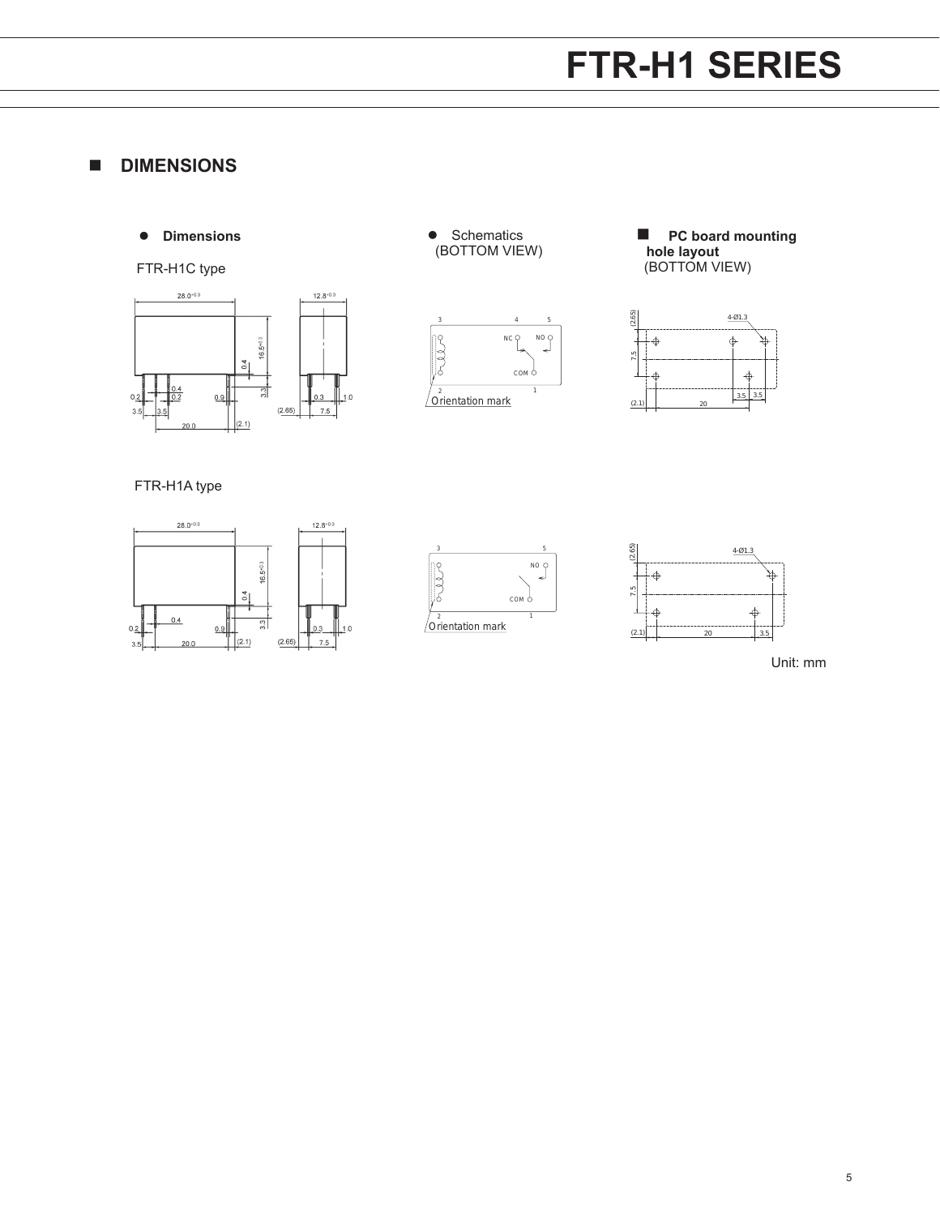## DIMENSIONS

- **Dimensions**

FTR-H1C type

28.0$^{+0.3}$ 12.8$^{+0.3}$ 16.5$^{+0.3}$ 0.4 3.3 0.4 0.2 0.2 0.9 0.3 1.0 3.5 3.5 20.0 (2.1) (2.65) 7.5

- Schematics
(BOTTOM VIEW)

3 4 5 NC NO COM 2 1

Orientation mark

- **PC board mounting hole layout**
(BOTTOM VIEW)

(2.65) 4-Ø1.3 7.5 (2.1) 20 3.5 3.5

FTR-H1A type

28.0$^{+0.3}$ 12.8$^{+0.3}$ 16.5$^{+0.3}$ 0.4 3.3 0.4 0.2 0.9 0.3 1.0 3.5 20.0 (2.1) (2.65) 7.5

3 5 NO COM 2 1

Orientation mark

(2.65) 4-Ø1.3 7.5 (2.1) 20 3.5

Unit: mm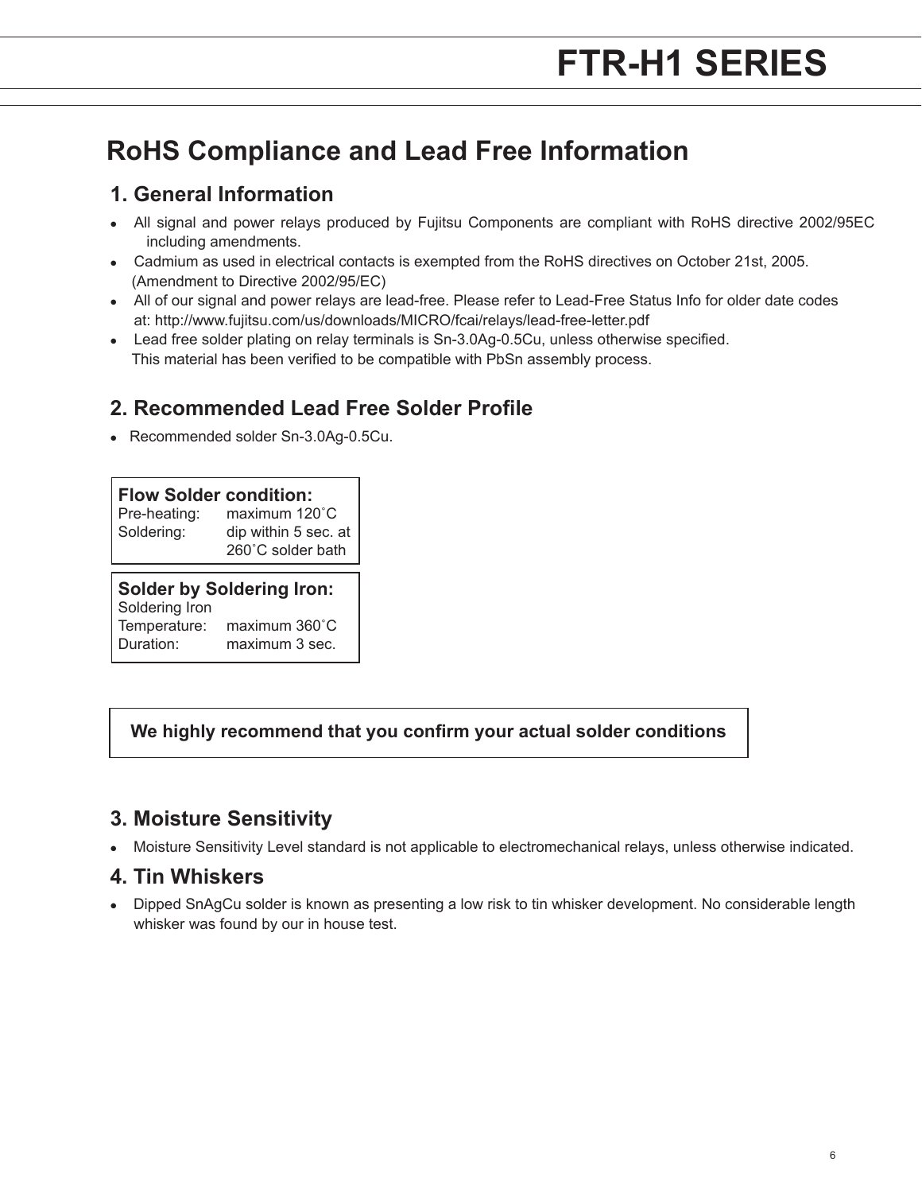# RoHS Compliance and Lead Free Information

## 1. General Information

- All signal and power relays produced by Fujitsu Components are compliant with RoHS directive 2002/95EC including amendments.
- Cadmium as used in electrical contacts is exempted from the RoHS directives on October 21st, 2005. (Amendment to Directive 2002/95/EC)
- All of our signal and power relays are lead-free. Please refer to Lead-Free Status Info for older date codes at: http://www.fujitsu.com/us/downloads/MICRO/fcai/relays/lead-free-letter.pdf
- Lead free solder plating on relay terminals is Sn-3.0Ag-0.5Cu, unless otherwise specified. This material has been verified to be compatible with PbSn assembly process.

## 2. Recommended Lead Free Solder Profile

- Recommended solder Sn-3.0Ag-0.5Cu.

**Flow Solder condition:**

| | |
|---|---|
| Pre-heating: | maximum 120˚C |
| Soldering: | dip within 5 sec. at 260˚C solder bath |

**Solder by Soldering Iron:**

| | |
|---|---|
| Soldering Iron Temperature: | maximum 360˚C |
| Duration: | maximum 3 sec. |

**We highly recommend that you confirm your actual solder conditions**

## 3. Moisture Sensitivity

- Moisture Sensitivity Level standard is not applicable to electromechanical relays, unless otherwise indicated.

## 4. Tin Whiskers

- Dipped SnAgCu solder is known as presenting a low risk to tin whisker development. No considerable length whisker was found by our in house test.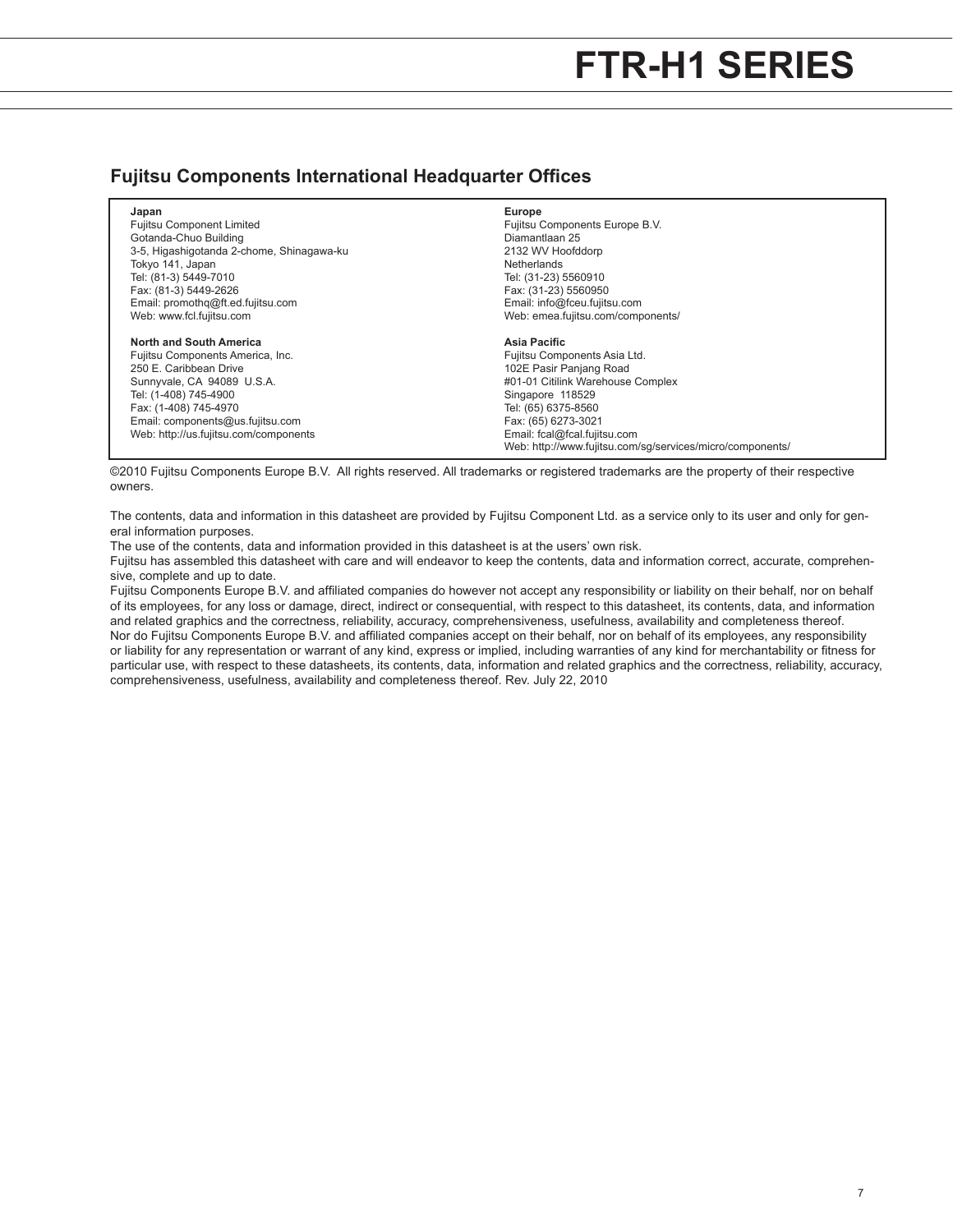## Fujitsu Components International Headquarter Offices

**Japan**
Fujitsu Component Limited
Gotanda-Chuo Building
3-5, Higashigotanda 2-chome, Shinagawa-ku
Tokyo 141, Japan
Tel: (81-3) 5449-7010
Fax: (81-3) 5449-2626
Email: promothq@ft.ed.fujitsu.com
Web: www.fcl.fujitsu.com

**North and South America**
Fujitsu Components America, Inc.
250 E. Caribbean Drive
Sunnyvale, CA 94089 U.S.A.
Tel: (1-408) 745-4900
Fax: (1-408) 745-4970
Email: components@us.fujitsu.com
Web: http://us.fujitsu.com/components

**Europe**
Fujitsu Components Europe B.V.
Diamantlaan 25
2132 WV Hoofddorp
Netherlands
Tel: (31-23) 5560910
Fax: (31-23) 5560950
Email: info@fceu.fujitsu.com
Web: emea.fujitsu.com/components/

**Asia Pacific**
Fujitsu Components Asia Ltd.
102E Pasir Panjang Road
#01-01 Citilink Warehouse Complex
Singapore 118529
Tel: (65) 6375-8560
Fax: (65) 6273-3021
Email: fcal@fcal.fujitsu.com
Web: http://www.fujitsu.com/sg/services/micro/components/

©2010 Fujitsu Components Europe B.V. All rights reserved. All trademarks or registered trademarks are the property of their respective owners.

The contents, data and information in this datasheet are provided by Fujitsu Component Ltd. as a service only to its user and only for general information purposes.
The use of the contents, data and information provided in this datasheet is at the users' own risk.
Fujitsu has assembled this datasheet with care and will endeavor to keep the contents, data and information correct, accurate, comprehensive, complete and up to date.
Fujitsu Components Europe B.V. and affiliated companies do however not accept any responsibility or liability on their behalf, nor on behalf of its employees, for any loss or damage, direct, indirect or consequential, with respect to this datasheet, its contents, data, and information and related graphics and the correctness, reliability, accuracy, comprehensiveness, usefulness, availability and completeness thereof.
Nor do Fujitsu Components Europe B.V. and affiliated companies accept on their behalf, nor on behalf of its employees, any responsibility or liability for any representation or warrant of any kind, express or implied, including warranties of any kind for merchantability or fitness for particular use, with respect to these datasheets, its contents, data, information and related graphics and the correctness, reliability, accuracy, comprehensiveness, usefulness, availability and completeness thereof. Rev. July 22, 2010